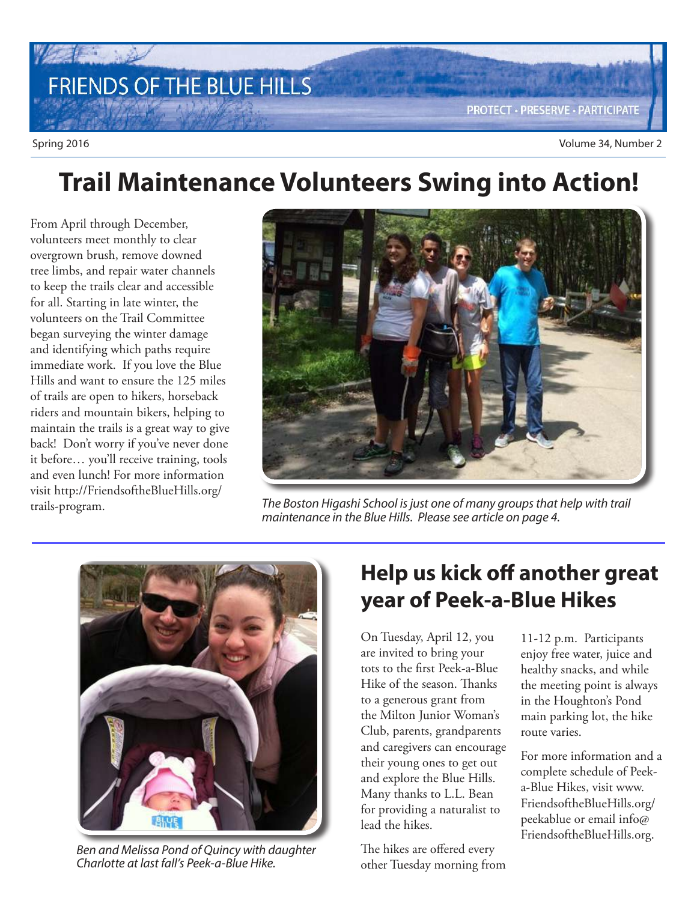# FRIENDS OF THE BLUE HILLS

PROTECT · PRESERVE · PARTICIPATE

Spring 2016

Volume 34, Number 2

# Trail Maintenance Volunteers Swing into Action!

From April through December, volunteers meet monthly to clear overgrown brush, remove downed tree limbs, and repair water channels to keep the trails clear and accessible for all. Starting in late winter, the volunteers on the Trail Committee began surveying the winter damage and identifying which paths require immediate work. If you love the Blue Hills and want to ensure the 125 miles of trails are open to hikers, horseback riders and mountain bikers, helping to maintain the trails is a great way to give back! Don't worry if you've never done it before… you'll receive training, tools and even lunch! For more information visit http://FriendsoftheBlueHills.org/trails-program.

*The Boston Higashi School is just one of many groups that help with trail maintenance in the Blue Hills. Please see article on page 4.*

*Ben and Melissa Pond of Quincy with daughter Charlotte at last fall's Peek-a-Blue Hike.*

## Help us kick off another great year of Peek-a-Blue Hikes

On Tuesday, April 12, you are invited to bring your tots to the first Peek-a-Blue Hike of the season. Thanks to a generous grant from the Milton Junior Woman's Club, parents, grandparents and caregivers can encourage their young ones to get out and explore the Blue Hills. Many thanks to L.L. Bean for providing a naturalist to lead the hikes.

The hikes are offered every other Tuesday morning from 11-12 p.m. Participants enjoy free water, juice and healthy snacks, and while the meeting point is always in the Houghton's Pond main parking lot, the hike route varies.

For more information and a complete schedule of Peek-a-Blue Hikes, visit www.FriendsoftheBlueHills.org/peekablue or email info@FriendsoftheBlueHills.org.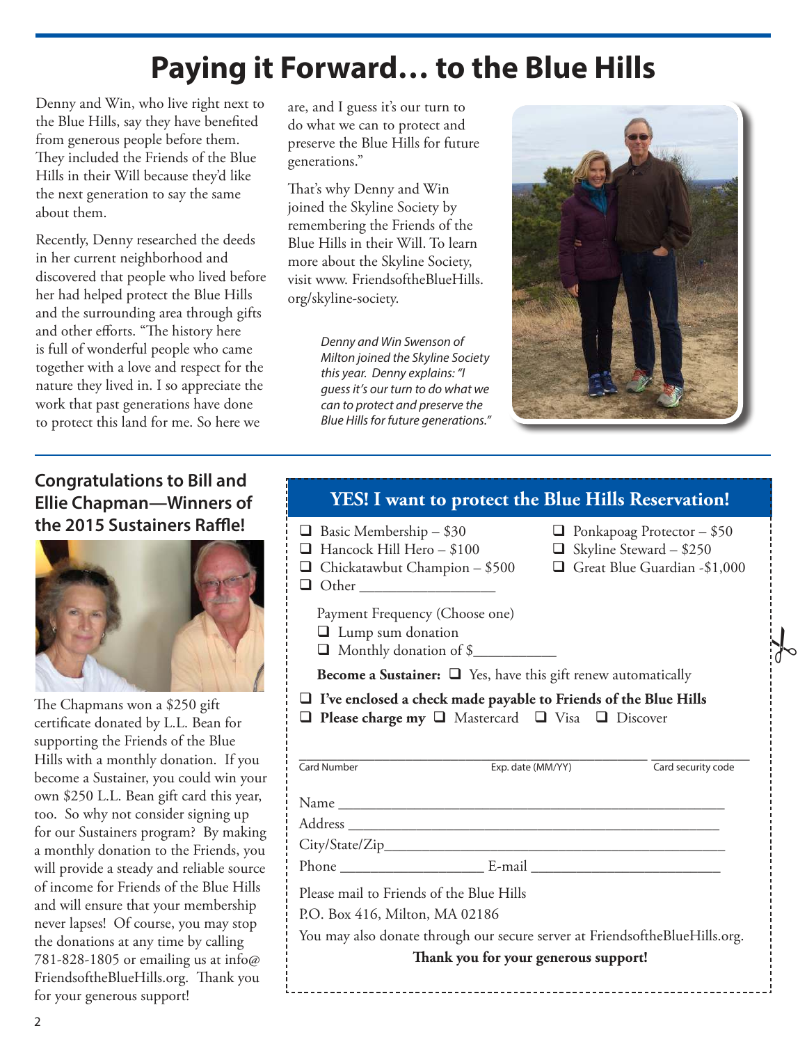# Paying it Forward… to the Blue Hills

Denny and Win, who live right next to the Blue Hills, say they have benefited from generous people before them. They included the Friends of the Blue Hills in their Will because they'd like the next generation to say the same about them.

Recently, Denny researched the deeds in her current neighborhood and discovered that people who lived before her had helped protect the Blue Hills and the surrounding area through gifts and other efforts. "The history here is full of wonderful people who came together with a love and respect for the nature they lived in. I so appreciate the work that past generations have done to protect this land for me. So here we are, and I guess it's our turn to do what we can to protect and preserve the Blue Hills for future generations."

That's why Denny and Win joined the Skyline Society by remembering the Friends of the Blue Hills in their Will. To learn more about the Skyline Society, visit www. FriendsoftheBlueHills. org/skyline-society.

*Denny and Win Swenson of Milton joined the Skyline Society this year. Denny explains: "I guess it's our turn to do what we can to protect and preserve the Blue Hills for future generations."*

## Congratulations to Bill and Ellie Chapman—Winners of the 2015 Sustainers Raffle!

The Chapmans won a $250 gift certificate donated by L.L. Bean for supporting the Friends of the Blue Hills with a monthly donation. If you become a Sustainer, you could win your own $250 L.L. Bean gift card this year, too. So why not consider signing up for our Sustainers program? By making a monthly donation to the Friends, you will provide a steady and reliable source of income for Friends of the Blue Hills and will ensure that your membership never lapses! Of course, you may stop the donations at any time by calling 781-828-1805 or emailing us at info@ FriendsoftheBlueHills.org. Thank you for your generous support!

## YES! I want to protect the Blue Hills Reservation!

- ❑ Basic Membership – $30
- ❑ Ponkapoag Protector – $50
- ❑ Hancock Hill Hero – $100
- ❑ Skyline Steward – $250
- ❑ Chickatawbut Champion – $500
- ❑ Great Blue Guardian -$1,000
- ❑ Other ________________

Payment Frequency (Choose one)

- ❑ Lump sum donation
- ❑ Monthly donation of $__________

**Become a Sustainer:** ❑ Yes, have this gift renew automatically

❑ **I've enclosed a check made payable to Friends of the Blue Hills**

❑ **Please charge my** ❑ Mastercard ❑ Visa ❑ Discover

Card Number ____________ Exp. date (MM/YY) ____________ Card security code ____________

Name ______________________________________________

Address ____________________________________________

City/State/Zip________________________________________

Phone __________________ E-mail ______________________

Please mail to Friends of the Blue Hills
P.O. Box 416, Milton, MA 02186

You may also donate through our secure server at FriendsoftheBlueHills.org.

**Thank you for your generous support!**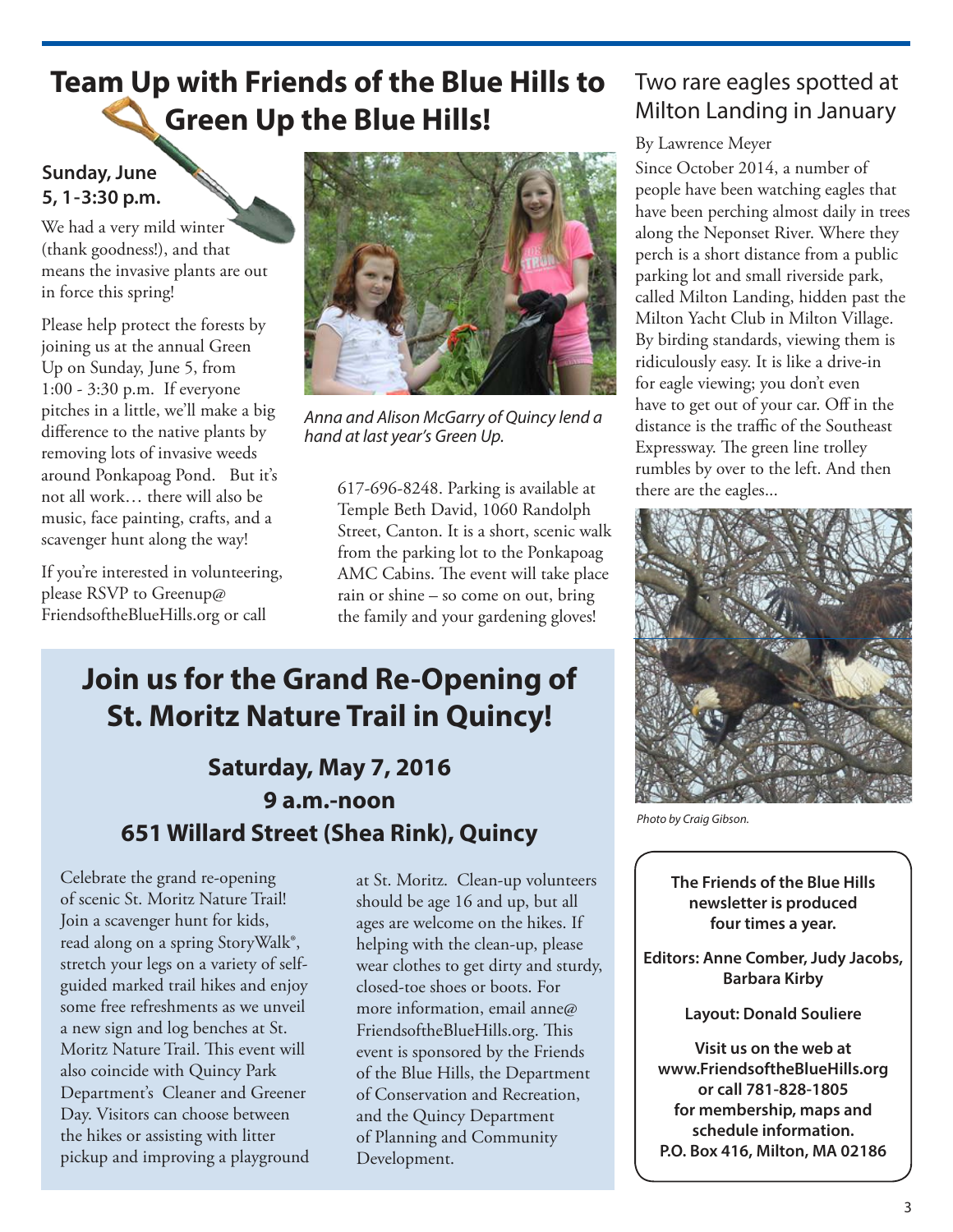## Team Up with Friends of the Blue Hills to Green Up the Blue Hills!

**Sunday, June 5, 1-3:30 p.m.**

We had a very mild winter (thank goodness!), and that means the invasive plants are out in force this spring!

Please help protect the forests by joining us at the annual Green Up on Sunday, June 5, from 1:00 - 3:30 p.m. If everyone pitches in a little, we'll make a big difference to the native plants by removing lots of invasive weeds around Ponkapoag Pond. But it's not all work… there will also be music, face painting, crafts, and a scavenger hunt along the way!

If you're interested in volunteering, please RSVP to Greenup@FriendsoftheBlueHills.org or call 617-696-8248. Parking is available at Temple Beth David, 1060 Randolph Street, Canton. It is a short, scenic walk from the parking lot to the Ponkapoag AMC Cabins. The event will take place rain or shine – so come on out, bring the family and your gardening gloves!

*Anna and Alison McGarry of Quincy lend a hand at last year's Green Up.*

## Join us for the Grand Re-Opening of St. Moritz Nature Trail in Quincy!

### Saturday, May 7, 2016
### 9 a.m.-noon
### 651 Willard Street (Shea Rink), Quincy

Celebrate the grand re-opening of scenic St. Moritz Nature Trail! Join a scavenger hunt for kids, read along on a spring StoryWalk®, stretch your legs on a variety of self-guided marked trail hikes and enjoy some free refreshments as we unveil a new sign and log benches at St. Moritz Nature Trail. This event will also coincide with Quincy Park Department's Cleaner and Greener Day. Visitors can choose between the hikes or assisting with litter pickup and improving a playground at St. Moritz. Clean-up volunteers should be age 16 and up, but all ages are welcome on the hikes. If helping with the clean-up, please wear clothes to get dirty and sturdy, closed-toe shoes or boots. For more information, email anne@FriendsoftheBlueHills.org. This event is sponsored by the Friends of the Blue Hills, the Department of Conservation and Recreation, and the Quincy Department of Planning and Community Development.

## Two rare eagles spotted at Milton Landing in January

By Lawrence Meyer

Since October 2014, a number of people have been watching eagles that have been perching almost daily in trees along the Neponset River. Where they perch is a short distance from a public parking lot and small riverside park, called Milton Landing, hidden past the Milton Yacht Club in Milton Village. By birding standards, viewing them is ridiculously easy. It is like a drive-in for eagle viewing; you don't even have to get out of your car. Off in the distance is the traffic of the Southeast Expressway. The green line trolley rumbles by over to the left. And then there are the eagles...

*Photo by Craig Gibson.*

**The Friends of the Blue Hills newsletter is produced four times a year.**

**Editors: Anne Comber, Judy Jacobs, Barbara Kirby**

**Layout: Donald Souliere**

**Visit us on the web at www.FriendsoftheBlueHills.org or call 781-828-1805 for membership, maps and schedule information. P.O. Box 416, Milton, MA 02186**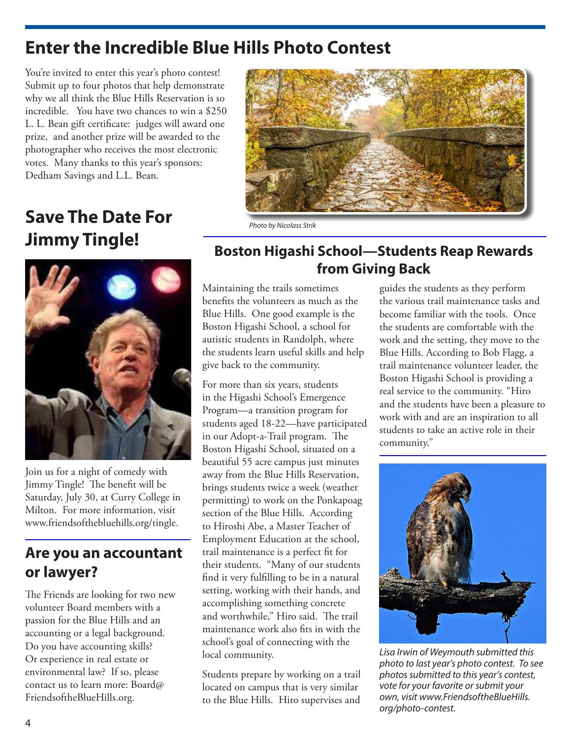## Enter the Incredible Blue Hills Photo Contest

You're invited to enter this year's photo contest! Submit up to four photos that help demonstrate why we all think the Blue Hills Reservation is so incredible. You have two chances to win a $250 L. L. Bean gift certificate: judges will award one prize, and another prize will be awarded to the photographer who receives the most electronic votes. Many thanks to this year's sponsors: Dedham Savings and L.L. Bean.

*Photo by Nicolass Strik*

## Save The Date For Jimmy Tingle!

Join us for a night of comedy with Jimmy Tingle! The benefit will be Saturday, July 30, at Curry College in Milton. For more information, visit www.friendsofthebluehills.org/tingle.

## Are you an accountant or lawyer?

The Friends are looking for two new volunteer Board members with a passion for the Blue Hills and an accounting or a legal background. Do you have accounting skills? Or experience in real estate or environmental law? If so, please contact us to learn more: Board@FriendsoftheBlueHills.org.

## Boston Higashi School—Students Reap Rewards from Giving Back

Maintaining the trails sometimes benefits the volunteers as much as the Blue Hills. One good example is the Boston Higashi School, a school for autistic students in Randolph, where the students learn useful skills and help give back to the community.

For more than six years, students in the Higashi School's Emergence Program—a transition program for students aged 18-22—have participated in our Adopt-a-Trail program. The Boston Higashi School, situated on a beautiful 55 acre campus just minutes away from the Blue Hills Reservation, brings students twice a week (weather permitting) to work on the Ponkapoag section of the Blue Hills. According to Hiroshi Abe, a Master Teacher of Employment Education at the school, trail maintenance is a perfect fit for their students. "Many of our students find it very fulfilling to be in a natural setting, working with their hands, and accomplishing something concrete and worthwhile," Hiro said. The trail maintenance work also fits in with the school's goal of connecting with the local community.

Students prepare by working on a trail located on campus that is very similar to the Blue Hills. Hiro supervises and guides the students as they perform the various trail maintenance tasks and become familiar with the tools. Once the students are comfortable with the work and the setting, they move to the Blue Hills. According to Bob Flagg, a trail maintenance volunteer leader, the Boston Higashi School is providing a real service to the community. "Hiro and the students have been a pleasure to work with and are an inspiration to all students to take an active role in their community."

*Lisa Irwin of Weymouth submitted this photo to last year's photo contest. To see photos submitted to this year's contest, vote for your favorite or submit your own, visit www.FriendsoftheBlueHills.org/photo-contest.*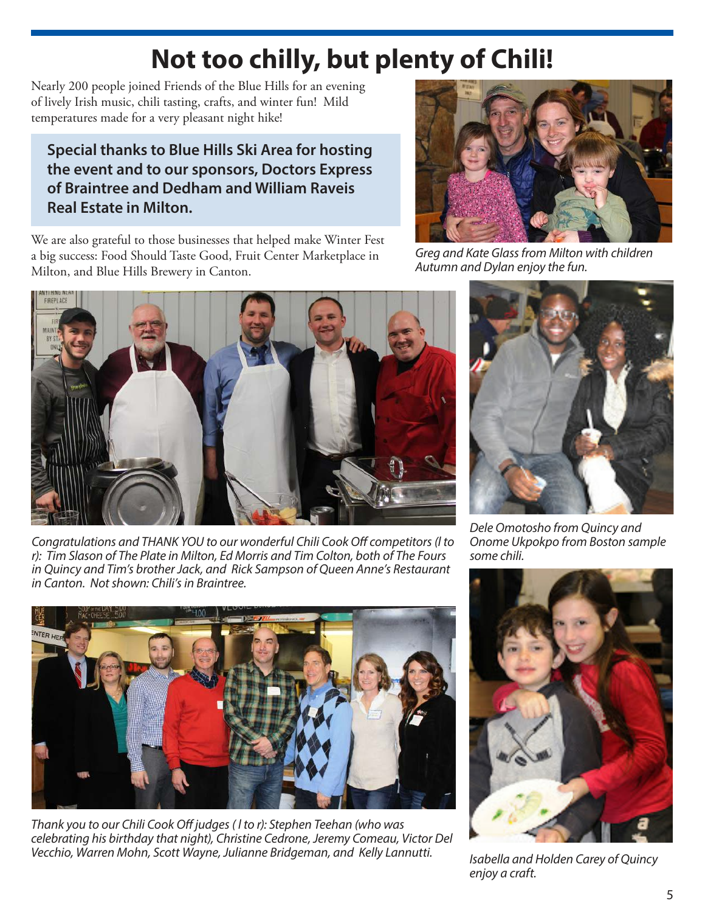# Not too chilly, but plenty of Chili!

Nearly 200 people joined Friends of the Blue Hills for an evening of lively Irish music, chili tasting, crafts, and winter fun! Mild temperatures made for a very pleasant night hike!

**Special thanks to Blue Hills Ski Area for hosting the event and to our sponsors, Doctors Express of Braintree and Dedham and William Raveis Real Estate in Milton.**

We are also grateful to those businesses that helped make Winter Fest a big success: Food Should Taste Good, Fruit Center Marketplace in Milton, and Blue Hills Brewery in Canton.

*Greg and Kate Glass from Milton with children Autumn and Dylan enjoy the fun.*

*Congratulations and THANK YOU to our wonderful Chili Cook Off competitors (l to r): Tim Slason of The Plate in Milton, Ed Morris and Tim Colton, both of The Fours in Quincy and Tim's brother Jack, and Rick Sampson of Queen Anne's Restaurant in Canton. Not shown: Chili's in Braintree.*

*Dele Omotosho from Quincy and Onome Ukpokpo from Boston sample some chili.*

*Thank you to our Chili Cook Off judges ( l to r): Stephen Teehan (who was celebrating his birthday that night), Christine Cedrone, Jeremy Comeau, Victor Del Vecchio, Warren Mohn, Scott Wayne, Julianne Bridgeman, and Kelly Lannutti.*

*Isabella and Holden Carey of Quincy enjoy a craft.*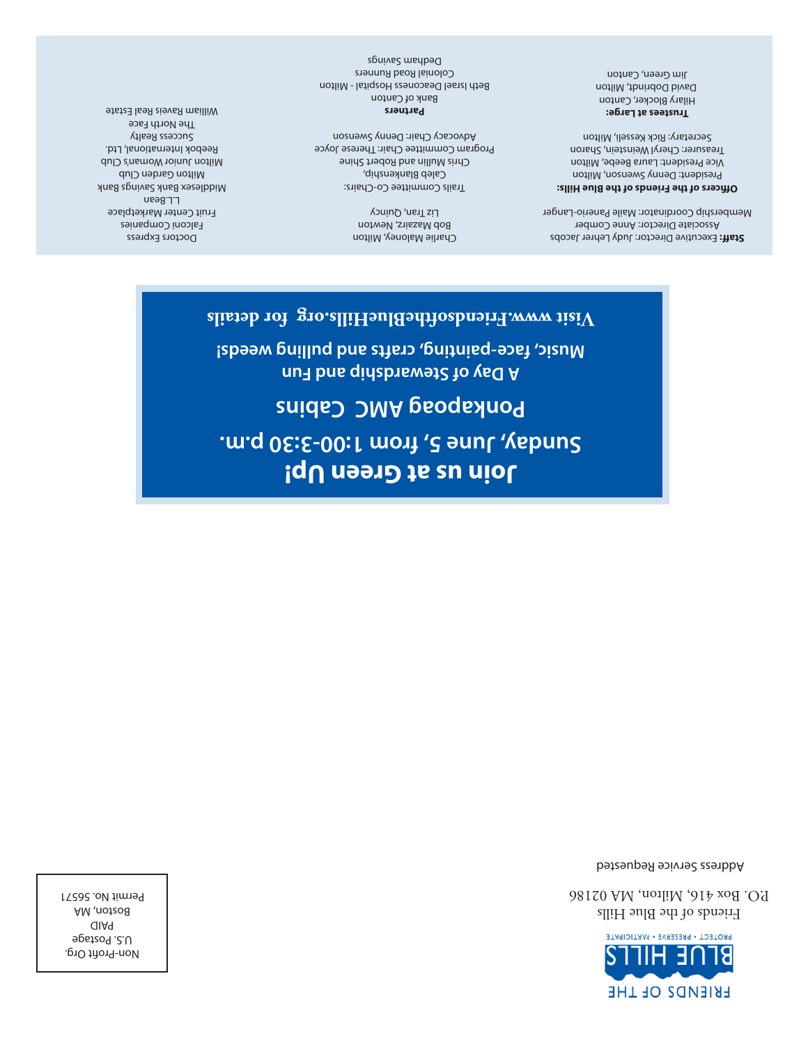**Staff:** Executive Director: Judy Lehrer Jacobs
Associate Director: Anne Comber
Membership Coordinator: Maile Panerio-Langer

**Officers of the Friends of the Blue Hills:**
President: Denny Swenson, Milton
Vice President: Laura Beebe, Milton
Treasurer: Cheryl Weinstein, Sharon
Secretary: Rick Kesseli, Milton

**Trustees at Large:**
Hilary Blocker, Canton
David Dobrindt, Milton
Jim Green, Canton

Charlie Maloney, Milton
Bob Mazairz, Newton
Liz Tran, Quincy

Trails Committee Co-Chairs:
Caleb Blankenship,
Chris Mullin and Robert Shine
Program Committee Chair: Therese Joyce
Advocacy Chair: Denny Swenson

**Partners**
Bank of Canton
Beth Israel Deaconess Hospital - Milton
Colonial Road Runners
Dedham Savings
Doctors Express
Falconi Companies
Fruit Center Marketplace
L.L.Bean
Middlesex Bank Savings Bank
Milton Garden Club
Milton Junior Woman's Club
Reebok International, Ltd.
Success Realty
The North Face
William Raveis Real Estate

# Join us at Green Up!

## Sunday, June 5, from 1:00-3:30 p.m.

## Ponkapoag AMC Cabins

### A Day of Stewardship and Fun

### Music, face-painting, crafts and pulling weeds!

**Visit www.FriendsoftheBlueHills.org for details**

FRIENDS OF THE BLUE HILLS
PROTECT • PRESERVE • PARTICIPATE

Friends of the Blue Hills
P.O. Box 416, Milton, MA 02186

Address Service Requested

Non-Profit Org.
U.S. Postage
PAID
Boston, MA
Permit No. 56571